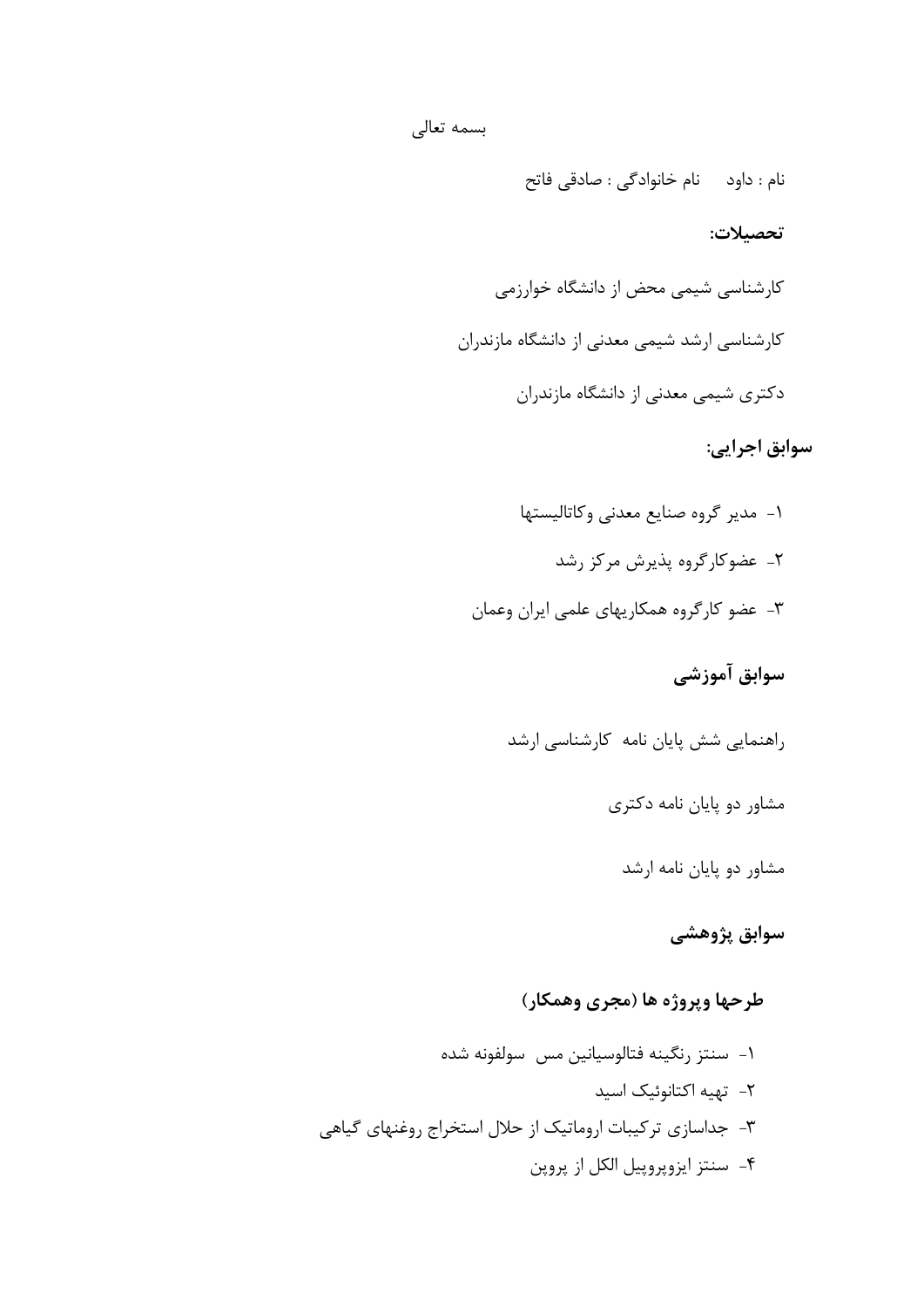بسمه تعالی

نام : داود     نام خانوادگی : صادقی فاتح

## تحصیلات:

کارشناسی شیمی محض از دانشگاه خوارزمی

کارشناسی ارشد شیمی معدنی از دانشگاه مازندران

دکتری شیمی معدنی از دانشگاه مازندران

## سوابق اجرایی:

۱- مدیر گروه صنایع معدنی وکاتالیستها

۲- عضوکارگروه پذیرش مرکز رشد

۳- عضو کارگروه همکاریهای علمی ایران وعمان

## سوابق آموزشی

راهنمایی شش پایان نامه کارشناسی ارشد

مشاور دو پایان نامه دکتری

مشاور دو پایان نامه ارشد

## سوابق پژوهشی

### طرحها وپروژه ها (مجری وهمکار)

۱- سنتز رنگینه فتالوسیانین مس سولفونه شده

۲- تهیه اکتانوئیک اسید

۳- جداسازی ترکیبات اروماتیک از حلال استخراج روغنهای گیاهی

۴- سنتز ایزوپروپیل الکل از پروپن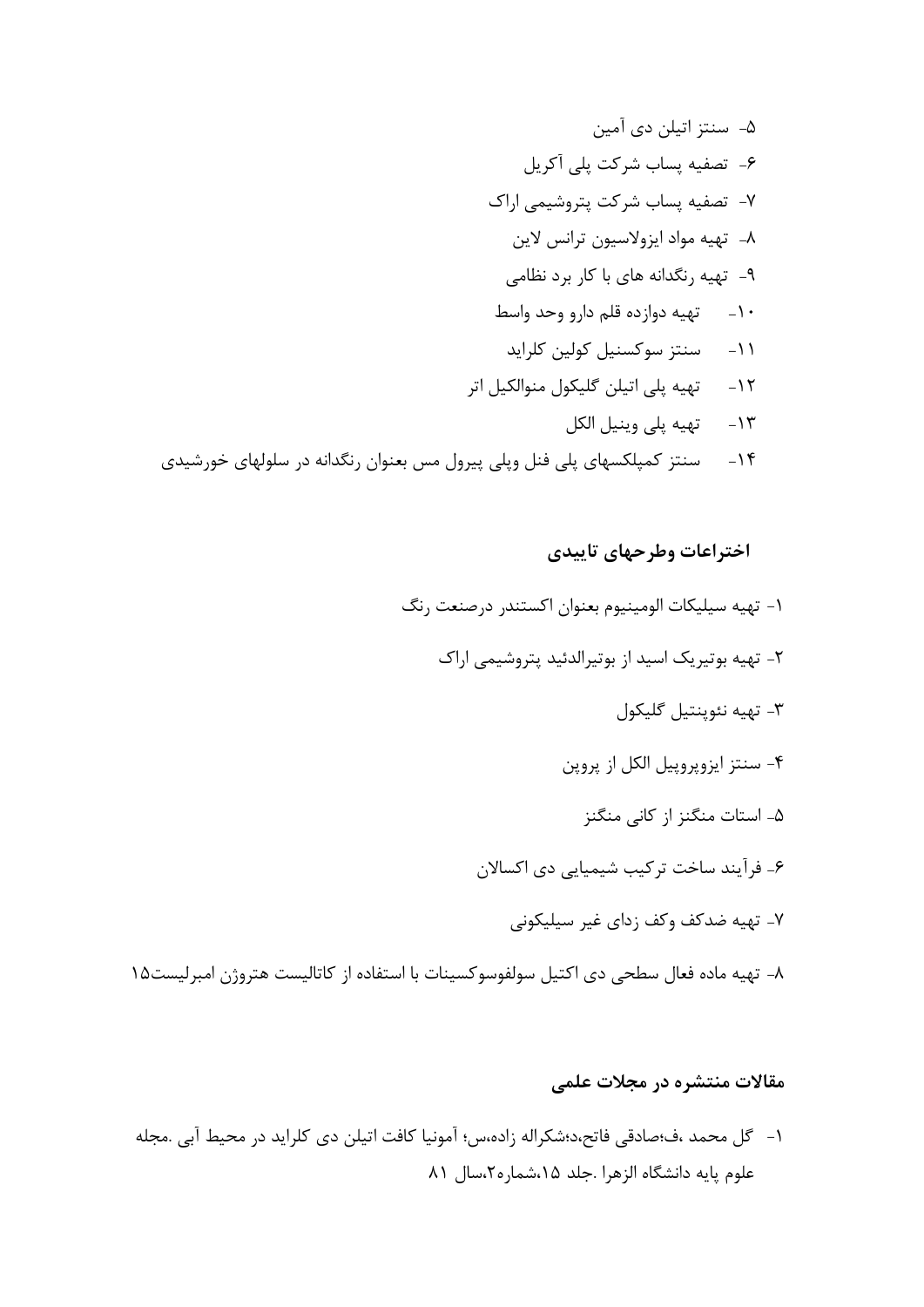۵- سنتز اتیلن دی آمین

۶- تصفیه پساب شرکت پلی آکریل

۷- تصفیه پساب شرکت پتروشیمی اراک

۸- تهیه مواد ایزولاسیون ترانس لاین

۹- تهیه رنگدانه های با کار برد نظامی

۱۰- تهیه دوازده قلم دارو وحد واسط

۱۱- سنتز سوکسنیل کولین کلراید

۱۲- تهیه پلی اتیلن گلیکول منوالکیل اتر

۱۳- تهیه پلی وینیل الکل

۱۴- سنتز کمپلکسهای پلی فنل وپلی پیرول مس بعنوان رنگدانه در سلولهای خورشیدی

## اختراعات وطرحهای تاییدی

۱- تهیه سیلیکات الومینیوم بعنوان اکستندر درصنعت رنگ

۲- تهیه بوتیریک اسید از بوتیرالدئید پتروشیمی اراک

۳- تهیه نئوپنتیل گلیکول

۴- سنتز ایزوپروپیل الکل از پروپن

۵- استات منگنز از کانی منگنز

۶- فرآیند ساخت ترکیب شیمیایی دی اکسالان

۷- تهیه ضدکف وکف زدای غیر سیلیکونی

۸- تهیه ماده فعال سطحی دی اکتیل سولفوسوکسینات با استفاده از کاتالیست هتروژن امبرلیست۱۵

## مقالات منتشره در مجلات علمی

۱- گل محمد ،ف؛صادقی فاتح،د؛شکراله زاده،س؛ آمونیا کافت اتیلن دی کلراید در محیط آبی .مجله علوم پایه دانشگاه الزهرا .جلد ۱۵،شماره۲،سال ۸۱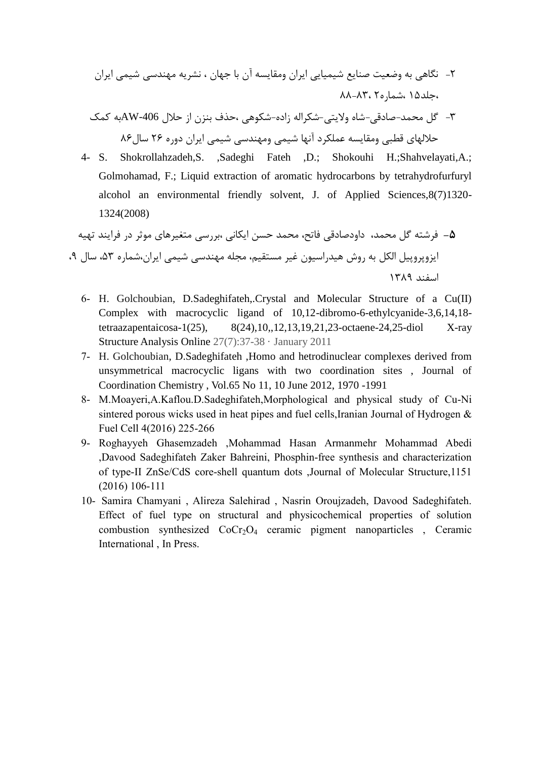۲- نگاهی به وضعیت صنایع شیمیایی ایران ومقایسه آن با جهان ، نشریه مهندسی شیمی ایران ،جلد۱۵ ،شماره۲ ،۸۳-۸۸

۳- گل محمد-صادقی-شاه ولایتی-شکراله زاده-شکوهی ،حذف بنزن از حلال AW-406به کمک حلالهای قطبی ومقایسه عملکرد آنها شیمی ومهندسی شیمی ایران دوره ۲۶ سال۸۶

4- S. Shokrollahzadeh,S. ,Sadeghi Fateh ,D.; Shokouhi H.;Shahvelayati,A.; Golmohamad, F.; Liquid extraction of aromatic hydrocarbons by tetrahydrofurfuryl alcohol an environmental friendly solvent, J. of Applied Sciences,8(7)1320-1324(2008)

**۵**- فرشته گل محمد، داودصادقی فاتح، محمد حسن ایکانی ،بررسی متغیرهای موثر در فرایند تهیه ایزوپروپیل الکل به روش هیدراسیون غیر مستقیم، مجله مهندسی شیمی ایران،شماره ۵۳، سال ۹، اسفند ۱۳۸۹

6- H. Golchoubian, D.Sadeghifateh,.Crystal and Molecular Structure of a Cu(II) Complex with macrocyclic ligand of 10,12-dibromo-6-ethylcyanide-3,6,14,18-tetraazapentaicosa-1(25), 8(24),10,,12,13,19,21,23-octaene-24,25-diol X-ray Structure Analysis Online 27(7):37-38 · January 2011

7- H. Golchoubian, D.Sadeghifateh ,Homo and hetrodinuclear complexes derived from unsymmetrical macrocyclic ligans with two coordination sites , Journal of Coordination Chemistry , Vol.65 No 11, 10 June 2012, 1970 -1991

8- M.Moayeri,A.Kaflou.D.Sadeghifateh,Morphological and physical study of Cu-Ni sintered porous wicks used in heat pipes and fuel cells,Iranian Journal of Hydrogen & Fuel Cell 4(2016) 225-266

9- Roghayyeh Ghasemzadeh ,Mohammad Hasan Armanmehr Mohammad Abedi ,Davood Sadeghifateh Zaker Bahreini, Phosphin-free synthesis and characterization of type-II ZnSe/CdS core-shell quantum dots ,Journal of Molecular Structure,1151 (2016) 106-111

10- Samira Chamyani , Alireza Salehirad , Nasrin Oroujzadeh, Davood Sadeghifateh. Effect of fuel type on structural and physicochemical properties of solution combustion synthesized $CoCr_2O_4$ ceramic pigment nanoparticles , Ceramic International , In Press.